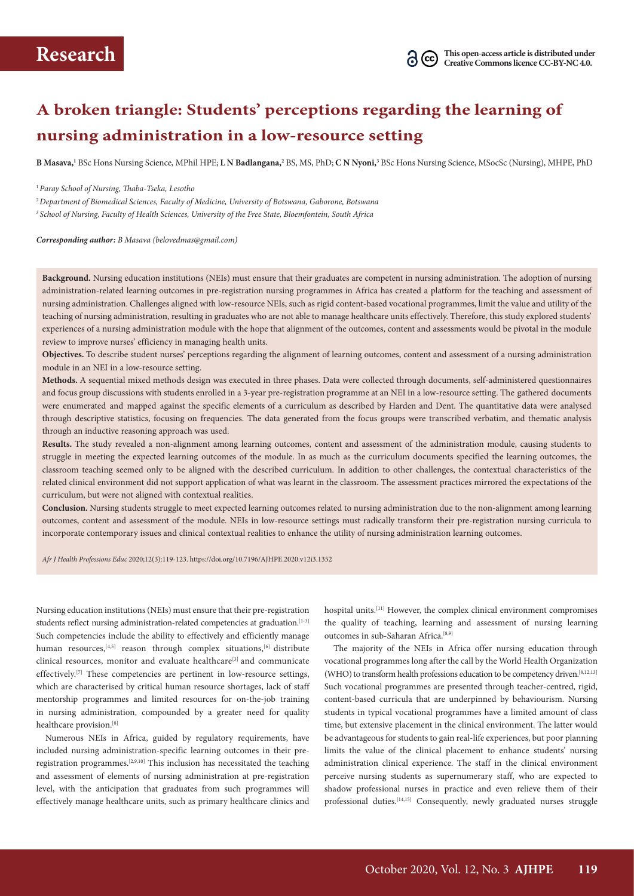# Research

This open-access article is distributed under Creative Commons licence CC-BY-NC 4.0.

# A broken triangle: Students' perceptions regarding the learning of nursing administration in a low-resource setting

**B Masava,**[1] BSc Hons Nursing Science, MPhil HPE; **L N Badlangana,**[2] BS, MS, PhD; **C N Nyoni,**[3] BSc Hons Nursing Science, MSocSc (Nursing), MHPE, PhD

[1] *Paray School of Nursing, Thaba-Tseka, Lesotho*

[2] *Department of Biomedical Sciences, Faculty of Medicine, University of Botswana, Gaborone, Botswana*

[3] *School of Nursing, Faculty of Health Sciences, University of the Free State, Bloemfontein, South Africa*

***Corresponding author:** B Masava (belovedmas@gmail.com)*

**Background.** Nursing education institutions (NEIs) must ensure that their graduates are competent in nursing administration. The adoption of nursing administration-related learning outcomes in pre-registration nursing programmes in Africa has created a platform for the teaching and assessment of nursing administration. Challenges aligned with low-resource NEIs, such as rigid content-based vocational programmes, limit the value and utility of the teaching of nursing administration, resulting in graduates who are not able to manage healthcare units effectively. Therefore, this study explored students' experiences of a nursing administration module with the hope that alignment of the outcomes, content and assessments would be pivotal in the module review to improve nurses' efficiency in managing health units.

**Objectives.** To describe student nurses' perceptions regarding the alignment of learning outcomes, content and assessment of a nursing administration module in an NEI in a low-resource setting.

**Methods.** A sequential mixed methods design was executed in three phases. Data were collected through documents, self-administered questionnaires and focus group discussions with students enrolled in a 3-year pre-registration programme at an NEI in a low-resource setting. The gathered documents were enumerated and mapped against the specific elements of a curriculum as described by Harden and Dent. The quantitative data were analysed through descriptive statistics, focusing on frequencies. The data generated from the focus groups were transcribed verbatim, and thematic analysis through an inductive reasoning approach was used.

**Results.** The study revealed a non-alignment among learning outcomes, content and assessment of the administration module, causing students to struggle in meeting the expected learning outcomes of the module. In as much as the curriculum documents specified the learning outcomes, the classroom teaching seemed only to be aligned with the described curriculum. In addition to other challenges, the contextual characteristics of the related clinical environment did not support application of what was learnt in the classroom. The assessment practices mirrored the expectations of the curriculum, but were not aligned with contextual realities.

**Conclusion.** Nursing students struggle to meet expected learning outcomes related to nursing administration due to the non-alignment among learning outcomes, content and assessment of the module. NEIs in low-resource settings must radically transform their pre-registration nursing curricula to incorporate contemporary issues and clinical contextual realities to enhance the utility of nursing administration learning outcomes.

*Afr J Health Professions Educ* 2020;12(3):119-123. https://doi.org/10.7196/AJHPE.2020.v12i3.1352

Nursing education institutions (NEIs) must ensure that their pre-registration students reflect nursing administration-related competencies at graduation.[1-3] Such competencies include the ability to effectively and efficiently manage human resources,[4,5] reason through complex situations,[6] distribute clinical resources, monitor and evaluate healthcare[3] and communicate effectively.[7] These competencies are pertinent in low-resource settings, which are characterised by critical human resource shortages, lack of staff mentorship programmes and limited resources for on-the-job training in nursing administration, compounded by a greater need for quality healthcare provision.[8]

Numerous NEIs in Africa, guided by regulatory requirements, have included nursing administration-specific learning outcomes in their pre-registration programmes.[2,9,10] This inclusion has necessitated the teaching and assessment of elements of nursing administration at pre-registration level, with the anticipation that graduates from such programmes will effectively manage healthcare units, such as primary healthcare clinics and hospital units.[11] However, the complex clinical environment compromises the quality of teaching, learning and assessment of nursing learning outcomes in sub-Saharan Africa.[8,9]

The majority of the NEIs in Africa offer nursing education through vocational programmes long after the call by the World Health Organization (WHO) to transform health professions education to be competency driven.[8,12,13] Such vocational programmes are presented through teacher-centred, rigid, content-based curricula that are underpinned by behaviourism. Nursing students in typical vocational programmes have a limited amount of class time, but extensive placement in the clinical environment. The latter would be advantageous for students to gain real-life experiences, but poor planning limits the value of the clinical placement to enhance students' nursing administration clinical experience. The staff in the clinical environment perceive nursing students as supernumerary staff, who are expected to shadow professional nurses in practice and even relieve them of their professional duties.[14,15] Consequently, newly graduated nurses struggle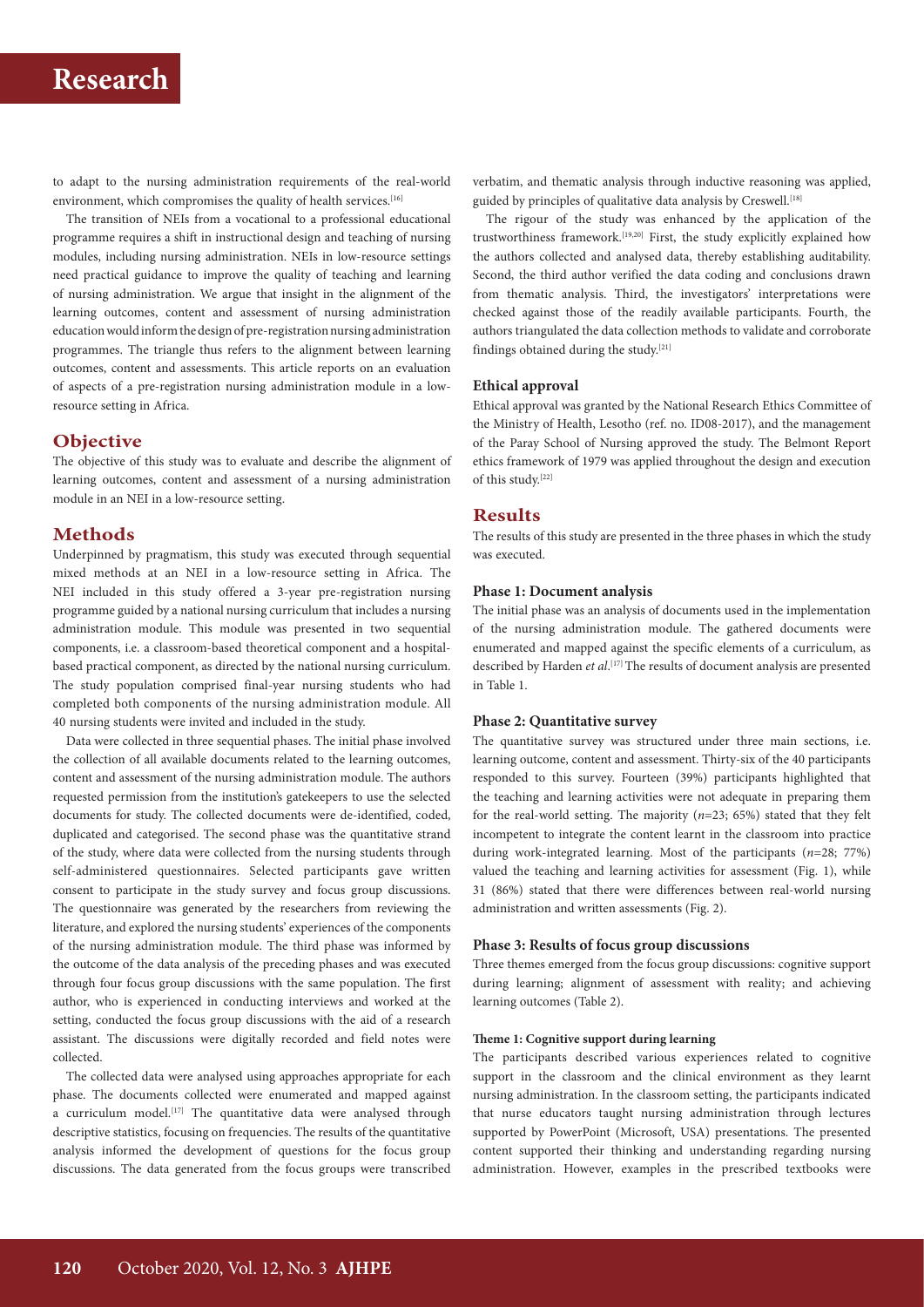to adapt to the nursing administration requirements of the real-world environment, which compromises the quality of health services.[16]

The transition of NEIs from a vocational to a professional educational programme requires a shift in instructional design and teaching of nursing modules, including nursing administration. NEIs in low-resource settings need practical guidance to improve the quality of teaching and learning of nursing administration. We argue that insight in the alignment of the learning outcomes, content and assessment of nursing administration education would inform the design of pre-registration nursing administration programmes. The triangle thus refers to the alignment between learning outcomes, content and assessments. This article reports on an evaluation of aspects of a pre-registration nursing administration module in a low-resource setting in Africa.

## Objective

The objective of this study was to evaluate and describe the alignment of learning outcomes, content and assessment of a nursing administration module in an NEI in a low-resource setting.

## Methods

Underpinned by pragmatism, this study was executed through sequential mixed methods at an NEI in a low-resource setting in Africa. The NEI included in this study offered a 3-year pre-registration nursing programme guided by a national nursing curriculum that includes a nursing administration module. This module was presented in two sequential components, i.e. a classroom-based theoretical component and a hospital-based practical component, as directed by the national nursing curriculum. The study population comprised final-year nursing students who had completed both components of the nursing administration module. All 40 nursing students were invited and included in the study.

Data were collected in three sequential phases. The initial phase involved the collection of all available documents related to the learning outcomes, content and assessment of the nursing administration module. The authors requested permission from the institution's gatekeepers to use the selected documents for study. The collected documents were de-identified, coded, duplicated and categorised. The second phase was the quantitative strand of the study, where data were collected from the nursing students through self-administered questionnaires. Selected participants gave written consent to participate in the study survey and focus group discussions. The questionnaire was generated by the researchers from reviewing the literature, and explored the nursing students' experiences of the components of the nursing administration module. The third phase was informed by the outcome of the data analysis of the preceding phases and was executed through four focus group discussions with the same population. The first author, who is experienced in conducting interviews and worked at the setting, conducted the focus group discussions with the aid of a research assistant. The discussions were digitally recorded and field notes were collected.

The collected data were analysed using approaches appropriate for each phase. The documents collected were enumerated and mapped against a curriculum model.[17] The quantitative data were analysed through descriptive statistics, focusing on frequencies. The results of the quantitative analysis informed the development of questions for the focus group discussions. The data generated from the focus groups were transcribed verbatim, and thematic analysis through inductive reasoning was applied, guided by principles of qualitative data analysis by Creswell.[18]

The rigour of the study was enhanced by the application of the trustworthiness framework.[19,20] First, the study explicitly explained how the authors collected and analysed data, thereby establishing auditability. Second, the third author verified the data coding and conclusions drawn from thematic analysis. Third, the investigators' interpretations were checked against those of the readily available participants. Fourth, the authors triangulated the data collection methods to validate and corroborate findings obtained during the study.[21]

### Ethical approval

Ethical approval was granted by the National Research Ethics Committee of the Ministry of Health, Lesotho (ref. no. ID08-2017), and the management of the Paray School of Nursing approved the study. The Belmont Report ethics framework of 1979 was applied throughout the design and execution of this study.[22]

## Results

The results of this study are presented in the three phases in which the study was executed.

### Phase 1: Document analysis

The initial phase was an analysis of documents used in the implementation of the nursing administration module. The gathered documents were enumerated and mapped against the specific elements of a curriculum, as described by Harden *et al*.[17] The results of document analysis are presented in Table 1.

### Phase 2: Quantitative survey

The quantitative survey was structured under three main sections, i.e. learning outcome, content and assessment. Thirty-six of the 40 participants responded to this survey. Fourteen (39%) participants highlighted that the teaching and learning activities were not adequate in preparing them for the real-world setting. The majority ($n$=23; 65%) stated that they felt incompetent to integrate the content learnt in the classroom into practice during work-integrated learning. Most of the participants ($n$=28; 77%) valued the teaching and learning activities for assessment (Fig. 1), while 31 (86%) stated that there were differences between real-world nursing administration and written assessments (Fig. 2).

### Phase 3: Results of focus group discussions

Three themes emerged from the focus group discussions: cognitive support during learning; alignment of assessment with reality; and achieving learning outcomes (Table 2).

#### Theme 1: Cognitive support during learning

The participants described various experiences related to cognitive support in the classroom and the clinical environment as they learnt nursing administration. In the classroom setting, the participants indicated that nurse educators taught nursing administration through lectures supported by PowerPoint (Microsoft, USA) presentations. The presented content supported their thinking and understanding regarding nursing administration. However, examples in the prescribed textbooks were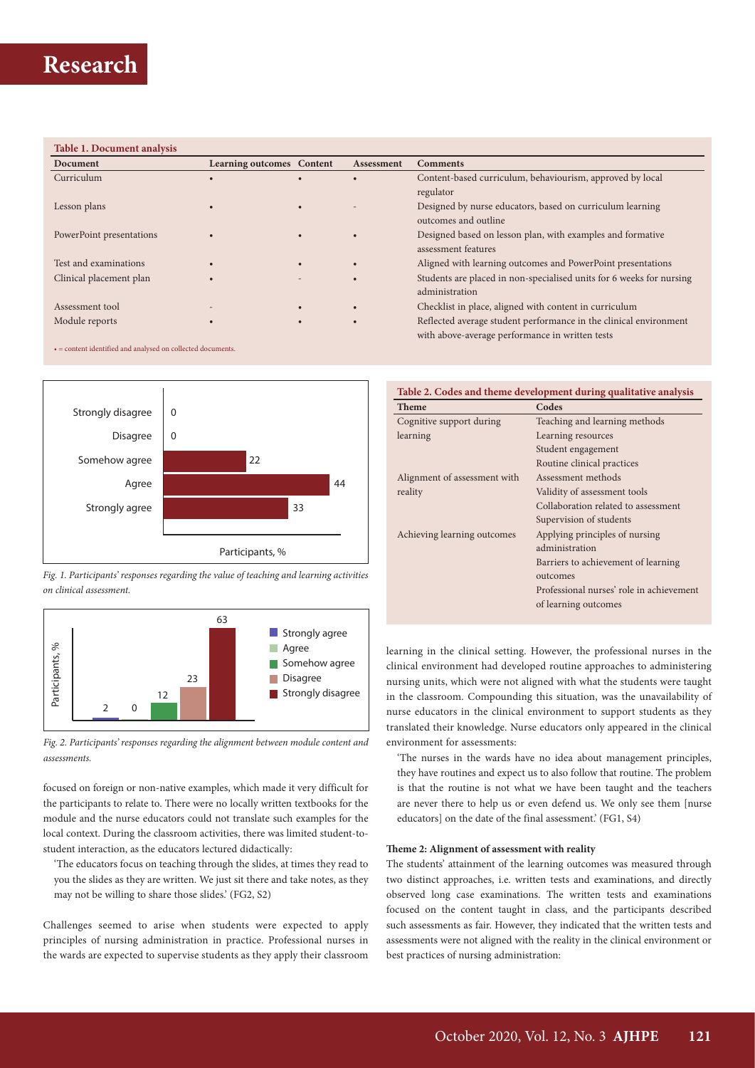**Table 1. Document analysis**

| Document | Learning outcomes | Content | Assessment | Comments |
|---|---|---|---|---|
| Curriculum | • | • | • | Content-based curriculum, behaviourism, approved by local regulator |
| Lesson plans | • | • | - | Designed by nurse educators, based on curriculum learning outcomes and outline |
| PowerPoint presentations | • | • | • | Designed based on lesson plan, with examples and formative assessment features |
| Test and examinations | • | • | • | Aligned with learning outcomes and PowerPoint presentations |
| Clinical placement plan | • | - | • | Students are placed in non-specialised units for 6 weeks for nursing administration |
| Assessment tool | - | • | • | Checklist in place, aligned with content in curriculum |
| Module reports | • | • | • | Reflected average student performance in the clinical environment with above-average performance in written tests |

• = content identified and analysed on collected documents.

| Response | Participants, % |
|---|---|
| Strongly disagree | 0 |
| Disagree | 0 |
| Somehow agree | 22 |
| Agree | 44 |
| Strongly agree | 33 |

*Fig. 1. Participants' responses regarding the value of teaching and learning activities on clinical assessment.*

| Response | Participants, % |
|---|---|
| Strongly agree | 2 |
| Agree | 0 |
| Somehow agree | 12 |
| Disagree | 23 |
| Strongly disagree | 63 |

*Fig. 2. Participants' responses regarding the alignment between module content and assessments.*

focused on foreign or non-native examples, which made it very difficult for the participants to relate to. There were no locally written textbooks for the module and the nurse educators could not translate such examples for the local context. During the classroom activities, there was limited student-to-student interaction, as the educators lectured didactically:

'The educators focus on teaching through the slides, at times they read to you the slides as they are written. We just sit there and take notes, as they may not be willing to share those slides.' (FG2, S2)

Challenges seemed to arise when students were expected to apply principles of nursing administration in practice. Professional nurses in the wards are expected to supervise students as they apply their classroom learning in the clinical setting. However, the professional nurses in the clinical environment had developed routine approaches to administering nursing units, which were not aligned with what the students were taught in the classroom. Compounding this situation, was the unavailability of nurse educators in the clinical environment to support students as they translated their knowledge. Nurse educators only appeared in the clinical environment for assessments:

'The nurses in the wards have no idea about management principles, they have routines and expect us to also follow that routine. The problem is that the routine is not what we have been taught and the teachers are never there to help us or even defend us. We only see them [nurse educators] on the date of the final assessment.' (FG1, S4)

**Table 2. Codes and theme development during qualitative analysis**

| Theme | Codes |
|---|---|
| Cognitive support during learning | Teaching and learning methods |
| | Learning resources |
| | Student engagement |
| | Routine clinical practices |
| Alignment of assessment with reality | Assessment methods |
| | Validity of assessment tools |
| | Collaboration related to assessment |
| | Supervision of students |
| Achieving learning outcomes | Applying principles of nursing administration |
| | Barriers to achievement of learning outcomes |
| | Professional nurses' role in achievement of learning outcomes |

#### Theme 2: Alignment of assessment with reality

The students' attainment of the learning outcomes was measured through two distinct approaches, i.e. written tests and examinations, and directly observed long case examinations. The written tests and examinations focused on the content taught in class, and the participants described such assessments as fair. However, they indicated that the written tests and assessments were not aligned with the reality in the clinical environment or best practices of nursing administration: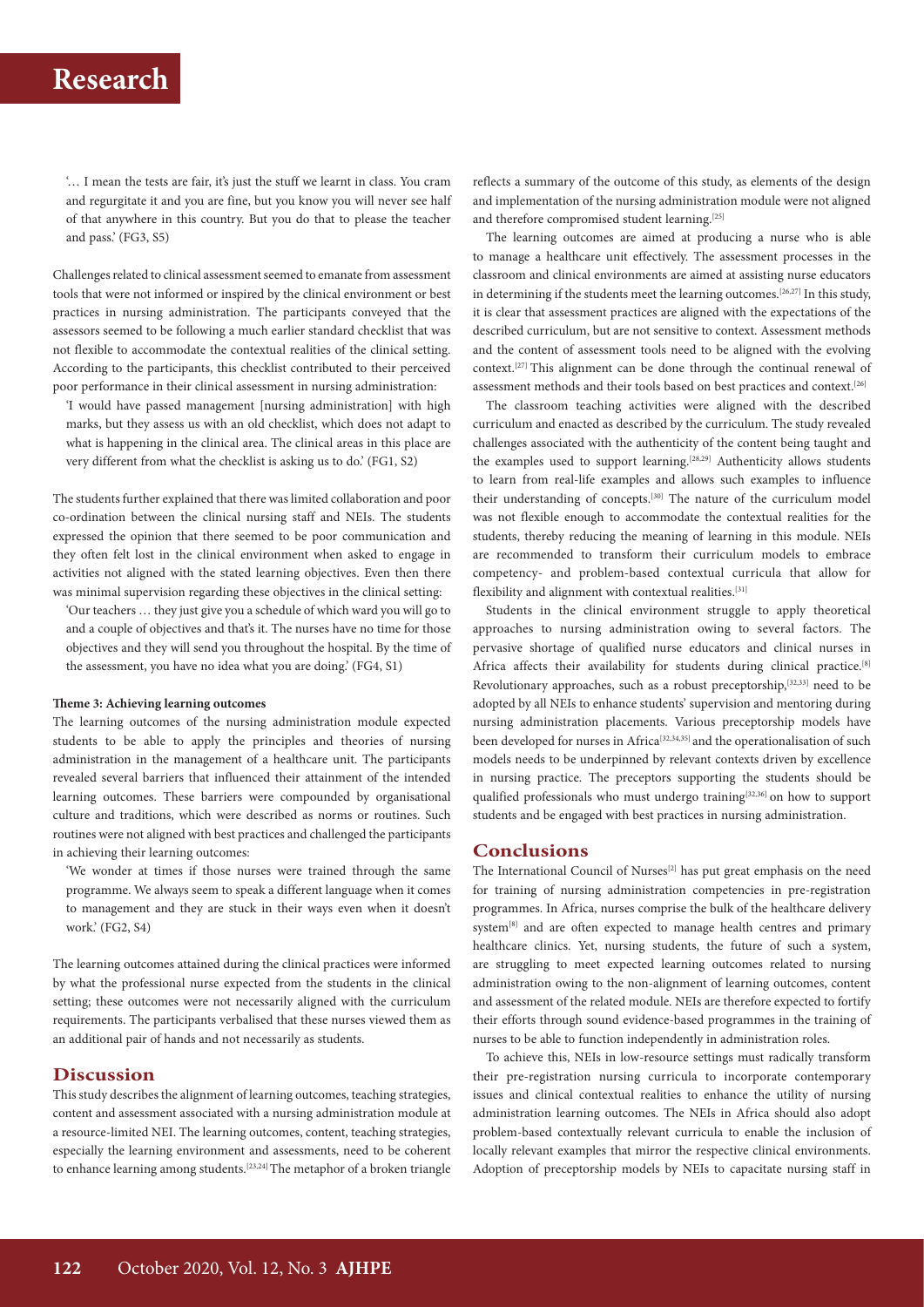'… I mean the tests are fair, it's just the stuff we learnt in class. You cram and regurgitate it and you are fine, but you know you will never see half of that anywhere in this country. But you do that to please the teacher and pass.' (FG3, S5)

Challenges related to clinical assessment seemed to emanate from assessment tools that were not informed or inspired by the clinical environment or best practices in nursing administration. The participants conveyed that the assessors seemed to be following a much earlier standard checklist that was not flexible to accommodate the contextual realities of the clinical setting. According to the participants, this checklist contributed to their perceived poor performance in their clinical assessment in nursing administration:

'I would have passed management [nursing administration] with high marks, but they assess us with an old checklist, which does not adapt to what is happening in the clinical area. The clinical areas in this place are very different from what the checklist is asking us to do.' (FG1, S2)

The students further explained that there was limited collaboration and poor co-ordination between the clinical nursing staff and NEIs. The students expressed the opinion that there seemed to be poor communication and they often felt lost in the clinical environment when asked to engage in activities not aligned with the stated learning objectives. Even then there was minimal supervision regarding these objectives in the clinical setting:

'Our teachers … they just give you a schedule of which ward you will go to and a couple of objectives and that's it. The nurses have no time for those objectives and they will send you throughout the hospital. By the time of the assessment, you have no idea what you are doing.' (FG4, S1)

### Theme 3: Achieving learning outcomes

The learning outcomes of the nursing administration module expected students to be able to apply the principles and theories of nursing administration in the management of a healthcare unit. The participants revealed several barriers that influenced their attainment of the intended learning outcomes. These barriers were compounded by organisational culture and traditions, which were described as norms or routines. Such routines were not aligned with best practices and challenged the participants in achieving their learning outcomes:

'We wonder at times if those nurses were trained through the same programme. We always seem to speak a different language when it comes to management and they are stuck in their ways even when it doesn't work.' (FG2, S4)

The learning outcomes attained during the clinical practices were informed by what the professional nurse expected from the students in the clinical setting; these outcomes were not necessarily aligned with the curriculum requirements. The participants verbalised that these nurses viewed them as an additional pair of hands and not necessarily as students.

## Discussion

This study describes the alignment of learning outcomes, teaching strategies, content and assessment associated with a nursing administration module at a resource-limited NEI. The learning outcomes, content, teaching strategies, especially the learning environment and assessments, need to be coherent to enhance learning among students.[23,24] The metaphor of a broken triangle reflects a summary of the outcome of this study, as elements of the design and implementation of the nursing administration module were not aligned and therefore compromised student learning.[25]

The learning outcomes are aimed at producing a nurse who is able to manage a healthcare unit effectively. The assessment processes in the classroom and clinical environments are aimed at assisting nurse educators in determining if the students meet the learning outcomes.[26,27] In this study, it is clear that assessment practices are aligned with the expectations of the described curriculum, but are not sensitive to context. Assessment methods and the content of assessment tools need to be aligned with the evolving context.[27] This alignment can be done through the continual renewal of assessment methods and their tools based on best practices and context.[26]

The classroom teaching activities were aligned with the described curriculum and enacted as described by the curriculum. The study revealed challenges associated with the authenticity of the content being taught and the examples used to support learning.[28,29] Authenticity allows students to learn from real-life examples and allows such examples to influence their understanding of concepts.[30] The nature of the curriculum model was not flexible enough to accommodate the contextual realities for the students, thereby reducing the meaning of learning in this module. NEIs are recommended to transform their curriculum models to embrace competency- and problem-based contextual curricula that allow for flexibility and alignment with contextual realities.[31]

Students in the clinical environment struggle to apply theoretical approaches to nursing administration owing to several factors. The pervasive shortage of qualified nurse educators and clinical nurses in Africa affects their availability for students during clinical practice.[8] Revolutionary approaches, such as a robust preceptorship,[32,33] need to be adopted by all NEIs to enhance students' supervision and mentoring during nursing administration placements. Various preceptorship models have been developed for nurses in Africa[32,34,35] and the operationalisation of such models needs to be underpinned by relevant contexts driven by excellence in nursing practice. The preceptors supporting the students should be qualified professionals who must undergo training[32,36] on how to support students and be engaged with best practices in nursing administration.

## Conclusions

The International Council of Nurses[2] has put great emphasis on the need for training of nursing administration competencies in pre-registration programmes. In Africa, nurses comprise the bulk of the healthcare delivery system[8] and are often expected to manage health centres and primary healthcare clinics. Yet, nursing students, the future of such a system, are struggling to meet expected learning outcomes related to nursing administration owing to the non-alignment of learning outcomes, content and assessment of the related module. NEIs are therefore expected to fortify their efforts through sound evidence-based programmes in the training of nurses to be able to function independently in administration roles.

To achieve this, NEIs in low-resource settings must radically transform their pre-registration nursing curricula to incorporate contemporary issues and clinical contextual realities to enhance the utility of nursing administration learning outcomes. The NEIs in Africa should also adopt problem-based contextually relevant curricula to enable the inclusion of locally relevant examples that mirror the respective clinical environments. Adoption of preceptorship models by NEIs to capacitate nursing staff in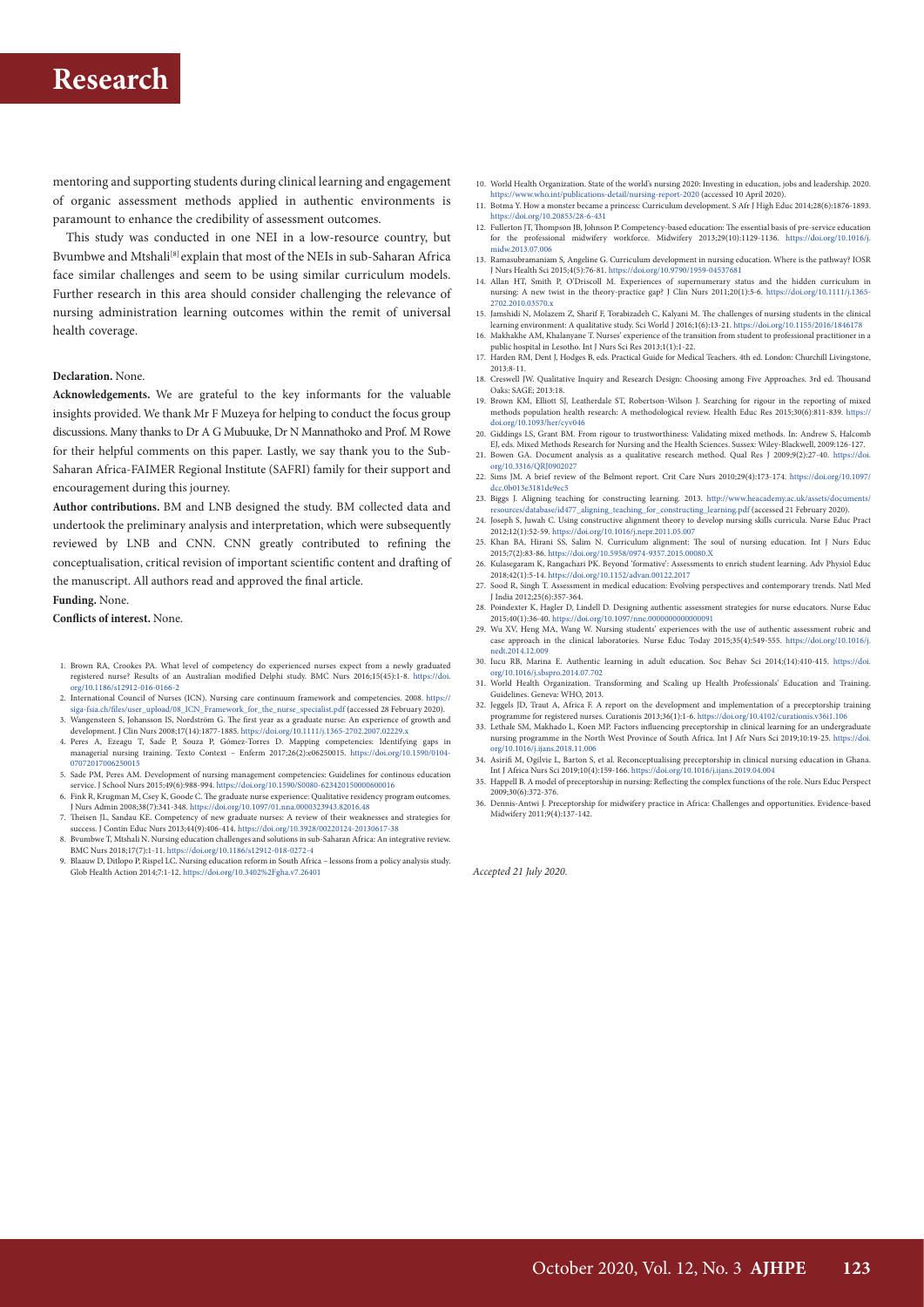mentoring and supporting students during clinical learning and engagement of organic assessment methods applied in authentic environments is paramount to enhance the credibility of assessment outcomes.

This study was conducted in one NEI in a low-resource country, but Bvumbwe and Mtshali[8] explain that most of the NEIs in sub-Saharan Africa face similar challenges and seem to be using similar curriculum models. Further research in this area should consider challenging the relevance of nursing administration learning outcomes within the remit of universal health coverage.

**Declaration.** None.

**Acknowledgements.** We are grateful to the key informants for the valuable insights provided. We thank Mr F Muzeya for helping to conduct the focus group discussions. Many thanks to Dr A G Mubuuke, Dr N Mannathoko and Prof. M Rowe for their helpful comments on this paper. Lastly, we say thank you to the Sub-Saharan Africa-FAIMER Regional Institute (SAFRI) family for their support and encouragement during this journey.

**Author contributions.** BM and LNB designed the study. BM collected data and undertook the preliminary analysis and interpretation, which were subsequently reviewed by LNB and CNN. CNN greatly contributed to refining the conceptualisation, critical revision of important scientific content and drafting of the manuscript. All authors read and approved the final article.

**Funding.** None.

**Conflicts of interest.** None.

1. Brown RA, Crookes PA. What level of competency do experienced nurses expect from a newly graduated registered nurse? Results of an Australian modified Delphi study. BMC Nurs 2016;15(45):1-8. https://doi.org/10.1186/s12912-016-0166-2
2. International Council of Nurses (ICN). Nursing care continuum framework and competencies. 2008. https://siga-fsia.ch/files/user_upload/08_ICN_Framework_for_the_nurse_specialist.pdf (accessed 28 February 2020).
3. Wangensteen S, Johansson IS, Nordström G. The first year as a graduate nurse: An experience of growth and development. J Clin Nurs 2008;17(14):1877-1885. https://doi.org/10.1111/j.1365-2702.2007.02229.x
4. Peres A, Ezeagu T, Sade P, Souza P, Gómez-Torres D. Mapping competencies: Identifying gaps in managerial nursing training. Texto Context – Enferm 2017;26(2):e06250015. https://doi.org/10.1590/0104-07072017006250015
5. Sade PM, Peres AM. Development of nursing management competencies: Guidelines for continous education service. J School Nurs 2015;49(6):988-994. https://doi.org/10.1590/S0080-623420150000600016
6. Fink R, Krugman M, Csey K, Goode C. The graduate nurse experience: Qualitative residency program outcomes. J Nurs Admin 2008;38(7):341-348. https://doi.org/10.1097/01.nna.0000323943.82016.48
7. Theisen JL, Sandau KE. Competency of new graduate nurses: A review of their weaknesses and strategies for success. J Contin Educ Nurs 2013;44(9):406-414. https://doi.org/10.3928/00220124-20130617-38
8. Bvumbwe T, Mtshali N. Nursing education challenges and solutions in sub-Saharan Africa: An integrative review. BMC Nurs 2018;17(7):1-11. https://doi.org/10.1186/s12912-018-0272-4
9. Blaauw D, Ditlopo P, Rispel LC. Nursing education reform in South Africa – lessons from a policy analysis study. Glob Health Action 2014;7:1-12. https://doi.org/10.3402%2Fgha.v7.26401
10. World Health Organization. State of the world's nursing 2020: Investing in education, jobs and leadership. 2020. https://www.who.int/publications-detail/nursing-report-2020 (accessed 10 April 2020).
11. Botma Y. How a monster became a princess: Curriculum development. S Afr J High Educ 2014;28(6):1876-1893. https://doi.org/10.20853/28-6-431
12. Fullerton JT, Thompson JB, Johnson P. Competency-based education: The essential basis of pre-service education for the professional midwifery workforce. Midwifery 2013;29(10):1129-1136. https://doi.org/10.1016/j.midw.2013.07.006
13. Ramasubramaniam S, Angeline G. Curriculum development in nursing education. Where is the pathway? IOSR J Nurs Health Sci 2015;4(5):76-81. https://doi.org/10.9790/1959-04537681
14. Allan HT, Smith P, O'Driscoll M. Experiences of supernumerary status and the hidden curriculum in nursing: A new twist in the theory-practice gap? J Clin Nurs 2011;20(1):5-6. https://doi.org/10.1111/j.1365-2702.2010.03570.x
15. Jamshidi N, Molazem Z, Sharif F, Torabizadeh C, Kalyani M. The challenges of nursing students in the clinical learning environment: A qualitative study. Sci World J 2016;1(6):13-21. https://doi.org/10.1155/2016/1846178
16. Makhakhe AM, Khalanyane T. Nurses' experience of the transition from student to professional practitioner in a public hospital in Lesotho. Int J Nurs Sci Res 2013;1(1):1-22.
17. Harden RM, Dent J, Hodges B, eds. Practical Guide for Medical Teachers. 4th ed. London: Churchill Livingstone, 2013:8-11.
18. Creswell JW. Qualitative Inquiry and Research Design: Choosing among Five Approaches. 3rd ed. Thousand Oaks: SAGE; 2013:18.
19. Brown KM, Elliott SJ, Leatherdale ST, Robertson-Wilson J. Searching for rigour in the reporting of mixed methods population health research: A methodological review. Health Educ Res 2015;30(6):811-839. https://doi.org/10.1093/her/cyv046
20. Giddings LS, Grant BM. From rigour to trustworthiness: Validating mixed methods. In: Andrew S, Halcomb EJ, eds. Mixed Methods Research for Nursing and the Health Sciences. Sussex: Wiley-Blackwell, 2009:126-127.
21. Bowen GA. Document analysis as a qualitative research method. Qual Res J 2009;9(2):27-40. https://doi.org/10.3316/QRJ0902027
22. Sims JM. A brief review of the Belmont report. Crit Care Nurs 2010;29(4):173-174. https://doi.org/10.1097/dcc.0b013e3181de9ec5
23. Biggs J. Aligning teaching for constructing learning. 2013. http://www.heacademy.ac.uk/assets/documents/resources/database/id477_aligning_teaching_for_constructing_learning.pdf (accessed 21 February 2020).
24. Joseph S, Juwah C. Using constructive alignment theory to develop nursing skills curricula. Nurse Educ Pract 2012;12(1):52-59. https://doi.org/10.1016/j.nepr.2011.05.007
25. Khan BA, Hirani SS, Salim N. Curriculum alignment: The soul of nursing education. Int J Nurs Educ 2015;7(2):83-86. https://doi.org/10.5958/0974-9357.2015.00080.X
26. Kulasegaram K, Rangachari PK. Beyond 'formative': Assessments to enrich student learning. Adv Physiol Educ 2018;42(1):5-14. https://doi.org/10.1152/advan.00122.2017
27. Sood R, Singh T. Assessment in medical education: Evolving perspectives and contemporary trends. Natl Med J India 2012;25(6):357-364.
28. Poindexter K, Hagler D, Lindell D. Designing authentic assessment strategies for nurse educators. Nurse Educ 2015;40(1):36-40. https://doi.org/10.1097/nne.0000000000000091
29. Wu XV, Heng MA, Wang W. Nursing students' experiences with the use of authentic assessment rubric and case approach in the clinical laboratories. Nurse Educ Today 2015;35(4):549-555. https://doi.org/10.1016/j.nedt.2014.12.009
30. Iucu RB, Marina E. Authentic learning in adult education. Soc Behav Sci 2014;(14):410-415. https://doi.org/10.1016/j.sbspro.2014.07.702
31. World Health Organization. Transforming and Scaling up Health Professionals' Education and Training. Guidelines. Geneva: WHO, 2013.
32. Jeggels JD, Traut A, Africa F. A report on the development and implementation of a preceptorship training programme for registered nurses. Curationis 2013;36(1):1-6. https://doi.org/10.4102/curationis.v36i1.106
33. Lethale SM, Makhado L, Koen MP. Factors influencing preceptorship in clinical learning for an undergraduate nursing programme in the North West Province of South Africa. Int J Afr Nurs Sci 2019;10:19-25. https://doi.org/10.1016/j.ijans.2018.11.006
34. Asirifi M, Ogilvie L, Barton S, et al. Reconceptualising preceptorship in clinical nursing education in Ghana. Int J Africa Nurs Sci 2019;10(4):159-166. https://doi.org/10.1016/j.ijans.2019.04.004
35. Happell B. A model of preceptorship in nursing: Reflecting the complex functions of the role. Nurs Educ Perspect 2009;30(6):372-376.
36. Dennis-Antwi J. Preceptorship for midwifery practice in Africa: Challenges and opportunities. Evidence-based Midwifery 2011;9(4):137-142.

*Accepted 21 July 2020.*